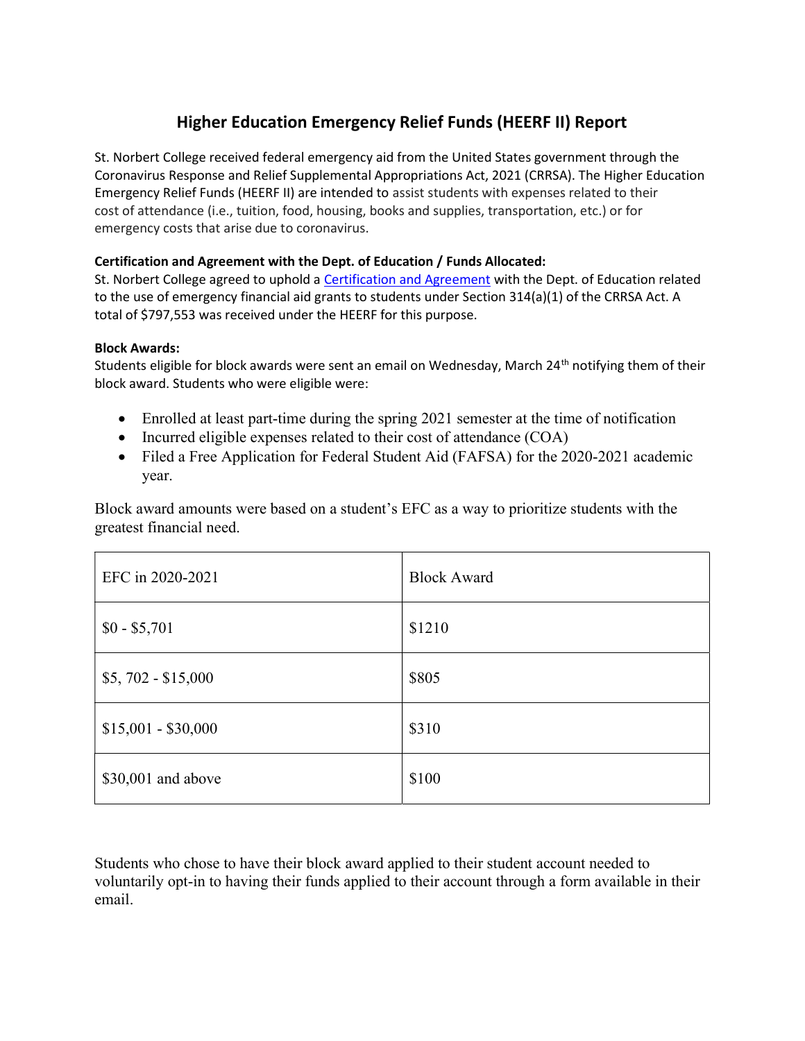# Higher Education Emergency Relief Funds (HEERF II) Report

St. Norbert College received federal emergency aid from the United States government through the Coronavirus Response and Relief Supplemental Appropriations Act, 2021 (CRRSA). The Higher Education Emergency Relief Funds (HEERF II) are intended to assist students with expenses related to their cost of attendance (i.e., tuition, food, housing, books and supplies, transportation, etc.) or for emergency costs that arise due to coronavirus.

**Certification and Agreement with the Dept. of Education / Funds Allocated:**

St. Norbert College agreed to uphold a Certification and Agreement with the Dept. of Education related to the use of emergency financial aid grants to students under Section 314(a)(1) of the CRRSA Act. A total of $797,553 was received under the HEERF for this purpose.

**Block Awards:**

Students eligible for block awards were sent an email on Wednesday, March 24th notifying them of their block award. Students who were eligible were:

- Enrolled at least part-time during the spring 2021 semester at the time of notification
- Incurred eligible expenses related to their cost of attendance (COA)
- Filed a Free Application for Federal Student Aid (FAFSA) for the 2020-2021 academic year.

Block award amounts were based on a student's EFC as a way to prioritize students with the greatest financial need.

| EFC in 2020-2021 | Block Award |
| --- | --- |
| $0 - $5,701 | $1210 |
| $5, 702 - $15,000 | $805 |
| $15,001 - $30,000 | $310 |
| $30,001 and above | $100 |

Students who chose to have their block award applied to their student account needed to voluntarily opt-in to having their funds applied to their account through a form available in their email.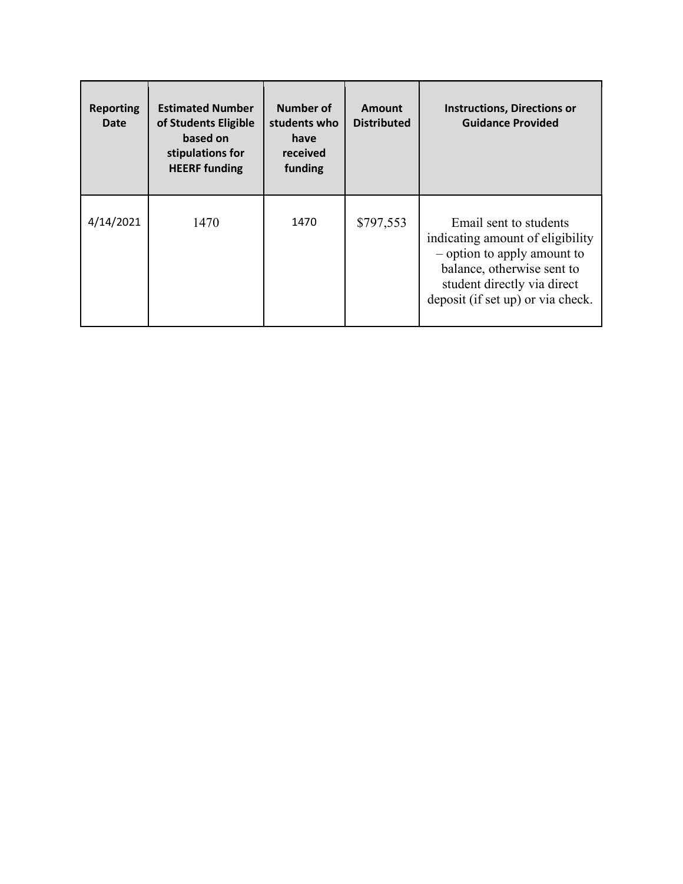| Reporting Date | Estimated Number of Students Eligible based on stipulations for HEERF funding | Number of students who have received funding | Amount Distributed | Instructions, Directions or Guidance Provided |
|---|---|---|---|---|
| 4/14/2021 | 1470 | 1470 | $797,553 | Email sent to students indicating amount of eligibility – option to apply amount to balance, otherwise sent to student directly via direct deposit (if set up) or via check. |